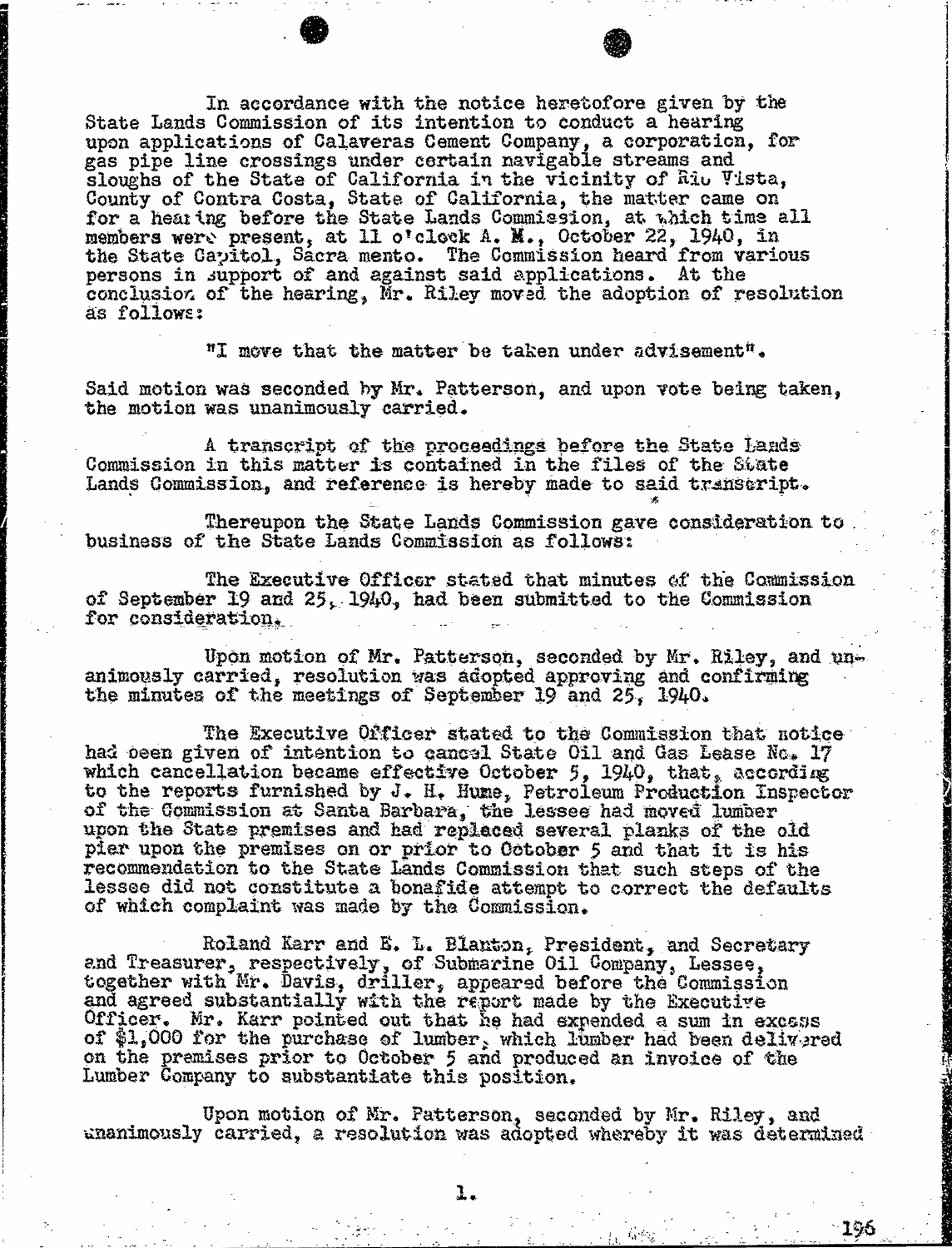In accordance with the notice heretofore given by the State Lands Commission of its intention to conduct a hearing upon applications of Calaveras Cement Company, a corporation, for gas pipe line crossings under certain navigable streams and sloughs of the State of California in the vicinity of Rio Vista, County of Contra Costa, State of California, the matter came on for a hearing before the State Lands Commission, at which time all members were present, at 11 o'clock A. M., October 22, 1940, in the State Capitol, Sacramento. The Commission heard from various persons in support of and against said applications. At the conclusion of the hearing, Mr. Riley moved the adoption of resolution as follows:

"I move that the matter be taken under advisement".

Said motion was seconded by Mr. Patterson, and upon vote being taken, the motion was unanimously carried.

A transcript of the proceedings before the State Lands Commission in this matter is contained in the files of the State Lands Commission, and reference is hereby made to said transcript.

Thereupon the State Lands Commission gave consideration to business of the State Lands Commission as follows:

The Executive Officer stated that minutes of the Commission of September 19 and 25, 1940, had been submitted to the Commission for consideration.

Upon motion of Mr. Patterson, seconded by Mr. Riley, and unanimously carried, resolution was adopted approving and confirming the minutes of the meetings of September 19 and 25, 1940.

The Executive Officer stated to the Commission that notice had been given of intention to cancel State Oil and Gas Lease No. 17 which cancellation became effective October 5, 1940, that, according to the reports furnished by J. H. Hume, Petroleum Production Inspector of the Commission at Santa Barbara, the lessee had moved lumber upon the State premises and had replaced several planks of the old pier upon the premises on or prior to October 5 and that it is his recommendation to the State Lands Commission that such steps of the lessee did not constitute a bonafide attempt to correct the defaults of which complaint was made by the Commission.

Roland Karr and E. L. Blanton, President, and Secretary and Treasurer, respectively, of Submarine Oil Company, Lessee, together with Mr. Davis, driller, appeared before the Commission and agreed substantially with the report made by the Executive Officer. Mr. Karr pointed out that he had expended a sum in excess of $1,000 for the purchase of lumber, which lumber had been delivered on the premises prior to October 5 and produced an invoice of the Lumber Company to substantiate this position.

Upon motion of Mr. Patterson, seconded by Mr. Riley, and unanimously carried, a resolution was adopted whereby it was determined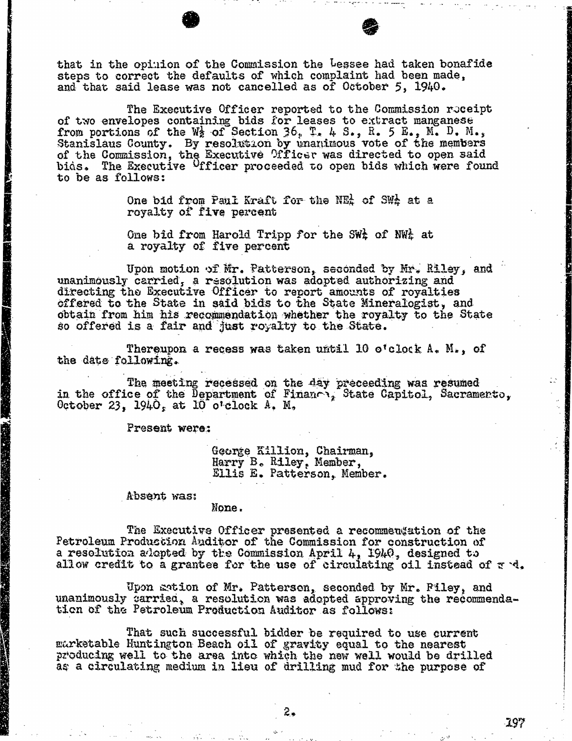that in the opinion of the Commission the Lessee had taken bonafide steps to correct the defaults of which complaint had been made, and that said lease was not cancelled as of October 5, 1940.

The Executive Officer reported to the Commission receipt of two envelopes containing bids for leases to extract manganese from portions of the W½ of Section 36, T. 4 S., R. 5 E., M. D. M., Stanislaus County. By resolution by unanimous vote of the members of the Commission, the Executive Officer was directed to open said bids. The Executive Officer proceeded to open bids which were found to be as follows:

> One bid from Paul Kraft for the NE¼ of SW¼ at a royalty of five percent
>
> One bid from Harold Tripp for the SW¼ of NW¼ at a royalty of five percent

Upon motion of Mr. Patterson, seconded by Mr. Riley, and unanimously carried, a resolution was adopted authorizing and directing the Executive Officer to report amounts of royalties offered to the State in said bids to the State Mineralogist, and obtain from him his recommendation whether the royalty to the State so offered is a fair and just royalty to the State.

Thereupon a recess was taken until 10 o'clock A. M., of the date following.

The meeting recessed on the day preceeding was resumed in the office of the Department of Finance, State Capitol, Sacramento, October 23, 1940, at 10 o'clock A. M.

Present were:

> George Killion, Chairman,
> Harry B. Riley, Member,
> Ellis E. Patterson, Member.

Absent was:

> None.

The Executive Officer presented a recommendation of the Petroleum Production Auditor of the Commission for construction of a resolution adopted by the Commission April 4, 1940, designed to allow credit to a grantee for the use of circulating oil instead of mud.

Upon motion of Mr. Patterson, seconded by Mr. Riley, and unanimously carried, a resolution was adopted approving the recommendation of the Petroleum Production Auditor as follows:

That such successful bidder be required to use current marketable Huntington Beach oil of gravity equal to the nearest producing well to the area into which the new well would be drilled as a circulating medium in lieu of drilling mud for the purpose of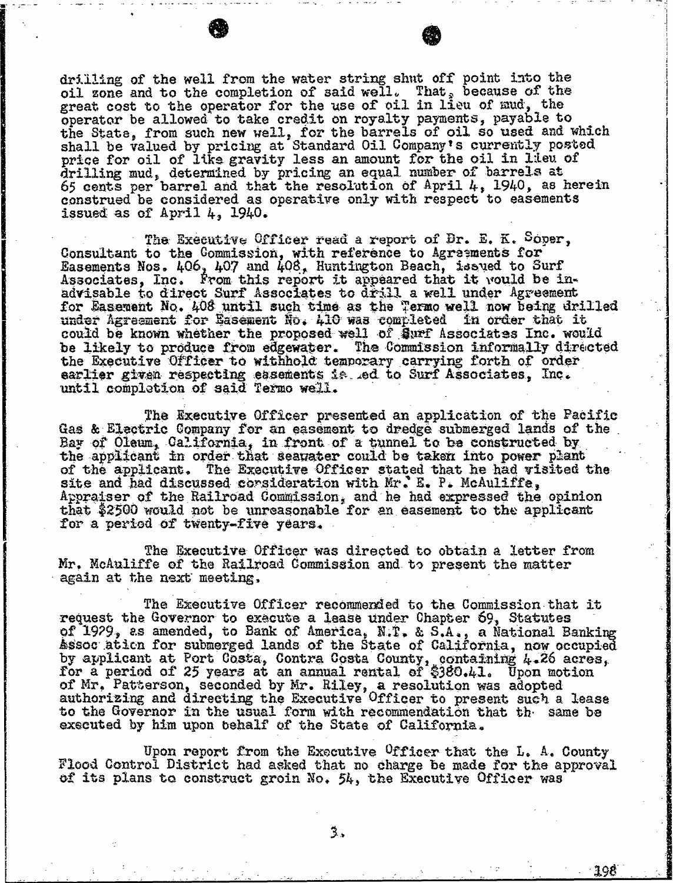drilling of the well from the water string shut off point into the oil zone and to the completion of said well. That, because of the great cost to the operator for the use of oil in lieu of mud, the operator be allowed to take credit on royalty payments, payable to the State, from such new well, for the barrels of oil so used and which shall be valued by pricing at Standard Oil Company's currently posted price for oil of like gravity less an amount for the oil in lieu of drilling mud, determined by pricing an equal number of barrels at 65 cents per barrel and that the resolution of April 4, 1940, as herein construed be considered as operative only with respect to easements issued as of April 4, 1940.

The Executive Officer read a report of Dr. E. K. Soper, Consultant to the Commission, with reference to Agreements for Easements Nos. 406, 407 and 408, Huntington Beach, issued to Surf Associates, Inc. From this report it appeared that it would be inadvisable to direct Surf Associates to drill a well under Agreement for Easement No. 408 until such time as the Termo well now being drilled under Agreement for Easement No. 410 was completed in order that it could be known whether the proposed well of Surf Associates Inc. would be likely to produce from edgewater. The Commission informally directed the Executive Officer to withhold temporary carrying forth of order earlier given respecting easements issued to Surf Associates, Inc. until completion of said Termo well.

The Executive Officer presented an application of the Pacific Gas & Electric Company for an easement to dredge submerged lands of the Bay of Oleum, California, in front of a tunnel to be constructed by the applicant in order that seawater could be taken into power plant of the applicant. The Executive Officer stated that he had visited the site and had discussed consideration with Mr. E. P. McAuliffe, Appraiser of the Railroad Commission, and he had expressed the opinion that $2500 would not be unreasonable for an easement to the applicant for a period of twenty-five years.

The Executive Officer was directed to obtain a letter from Mr. McAuliffe of the Railroad Commission and to present the matter again at the next meeting.

The Executive Officer recommended to the Commission that it request the Governor to execute a lease under Chapter 69, Statutes of 1929, as amended, to Bank of America, N.T. & S.A., a National Banking Association for submerged lands of the State of California, now occupied by applicant at Port Costa, Contra Costa County, containing 4.26 acres, for a period of 25 years at an annual rental of $380.41. Upon motion of Mr. Patterson, seconded by Mr. Riley, a resolution was adopted authorizing and directing the Executive Officer to present such a lease to the Governor in the usual form with recommendation that the same be executed by him upon behalf of the State of California.

Upon report from the Executive Officer that the L. A. County Flood Control District had asked that no charge be made for the approval of its plans to construct groin No. 54, the Executive Officer was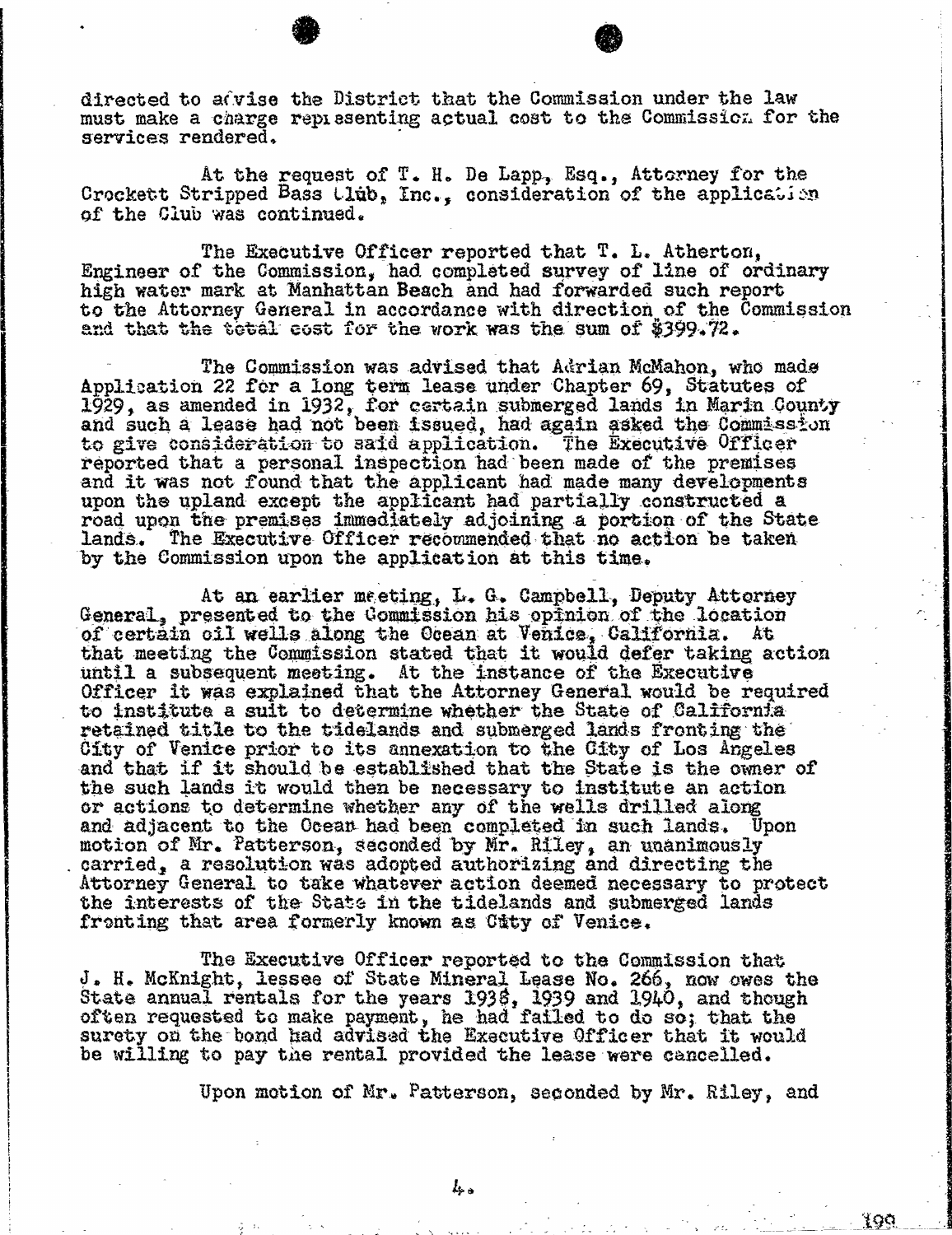directed to advise the District that the Commission under the law must make a charge representing actual cost to the Commission for the services rendered.

At the request of T. H. De Lapp, Esq., Attorney for the Crockett Stripped Bass Club, Inc., consideration of the application of the Club was continued.

The Executive Officer reported that T. L. Atherton, Engineer of the Commission, had completed survey of line of ordinary high water mark at Manhattan Beach and had forwarded such report to the Attorney General in accordance with direction of the Commission and that the total cost for the work was the sum of $399.72.

The Commission was advised that Adrian McMahon, who made Application 22 for a long term lease under Chapter 69, Statutes of 1929, as amended in 1932, for certain submerged lands in Marin County and such a lease had not been issued, had again asked the Commission to give consideration to said application. The Executive Officer reported that a personal inspection had been made of the premises and it was not found that the applicant had made many developments upon the upland except the applicant had partially constructed a road upon the premises immediately adjoining a portion of the State lands. The Executive Officer recommended that no action be taken by the Commission upon the application at this time.

At an earlier meeting, L. G. Campbell, Deputy Attorney General, presented to the Commission his opinion of the location of certain oil wells along the Ocean at Venice, California. At that meeting the Commission stated that it would defer taking action until a subsequent meeting. At the instance of the Executive Officer it was explained that the Attorney General would be required to institute a suit to determine whether the State of California retained title to the tidelands and submerged lands fronting the City of Venice prior to its annexation to the City of Los Angeles and that if it should be established that the State is the owner of the such lands it would then be necessary to institute an action or actions to determine whether any of the wells drilled along and adjacent to the Ocean had been completed in such lands. Upon motion of Mr. Patterson, seconded by Mr. Riley, an unanimously carried, a resolution was adopted authorizing and directing the Attorney General to take whatever action deemed necessary to protect the interests of the State in the tidelands and submerged lands fronting that area formerly known as City of Venice.

The Executive Officer reported to the Commission that J. H. McKnight, lessee of State Mineral Lease No. 266, now owes the State annual rentals for the years 1938, 1939 and 1940, and though often requested to make payment, he had failed to do so; that the surety on the bond had advised the Executive Officer that it would be willing to pay the rental provided the lease were cancelled.

Upon motion of Mr. Patterson, seconded by Mr. Riley, and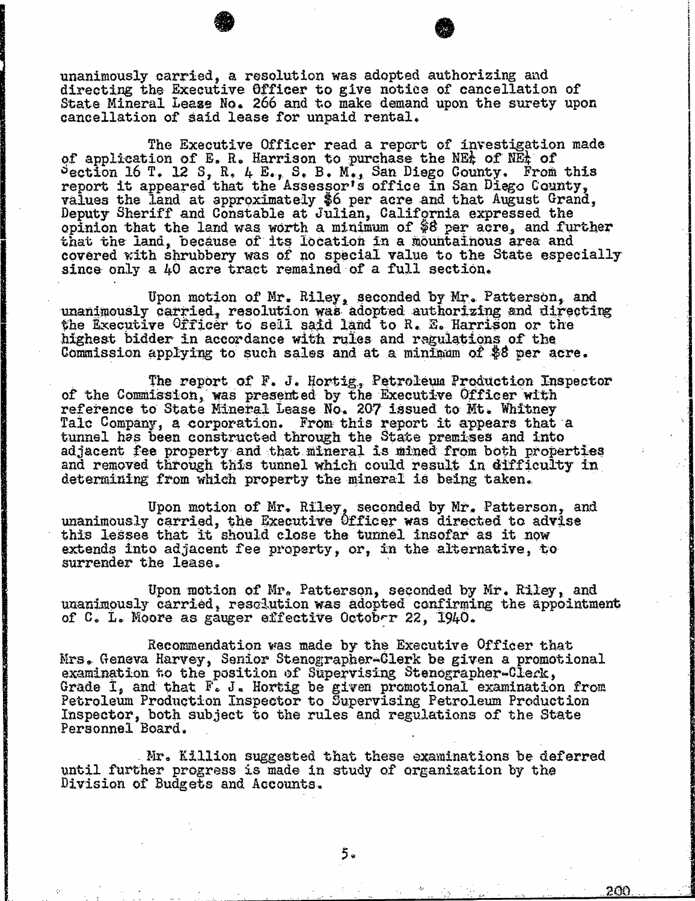unanimously carried, a resolution was adopted authorizing and directing the Executive Officer to give notice of cancellation of State Mineral Lease No. 266 and to make demand upon the surety upon cancellation of said lease for unpaid rental.

The Executive Officer read a report of investigation made of application of E. R. Harrison to purchase the NE¼ of NE¼ of Section 16 T. 12 S, R. 4 E., S. B. M., San Diego County. From this report it appeared that the Assessor's office in San Diego County, values the land at approximately $6 per acre and that August Grand, Deputy Sheriff and Constable at Julian, California expressed the opinion that the land was worth a minimum of $8 per acre, and further that the land, because of its location in a mountainous area and covered with shrubbery was of no special value to the State especially since only a 40 acre tract remained of a full section.

Upon motion of Mr. Riley, seconded by Mr. Patterson, and unanimously carried, resolution was adopted authorizing and directing the Executive Officer to sell said land to R. E. Harrison or the highest bidder in accordance with rules and regulations of the Commission applying to such sales and at a minimum of $8 per acre.

The report of F. J. Hortig, Petroleum Production Inspector of the Commission, was presented by the Executive Officer with reference to State Mineral Lease No. 207 issued to Mt. Whitney Talc Company, a corporation. From this report it appears that a tunnel has been constructed through the State premises and into adjacent fee property and that mineral is mined from both properties and removed through this tunnel which could result in difficulty in determining from which property the mineral is being taken.

Upon motion of Mr. Riley, seconded by Mr. Patterson, and unanimously carried, the Executive Officer was directed to advise this lessee that it should close the tunnel insofar as it now extends into adjacent fee property, or, in the alternative, to surrender the lease.

Upon motion of Mr. Patterson, seconded by Mr. Riley, and unanimously carried, resolution was adopted confirming the appointment of C. L. Moore as gauger effective October 22, 1940.

Recommendation was made by the Executive Officer that Mrs. Geneva Harvey, Senior Stenographer-Clerk be given a promotional examination to the position of Supervising Stenographer-Clerk, Grade I, and that F. J. Hortig be given promotional examination from Petroleum Production Inspector to Supervising Petroleum Production Inspector, both subject to the rules and regulations of the State Personnel Board.

Mr. Killion suggested that these examinations be deferred until further progress is made in study of organization by the Division of Budgets and Accounts.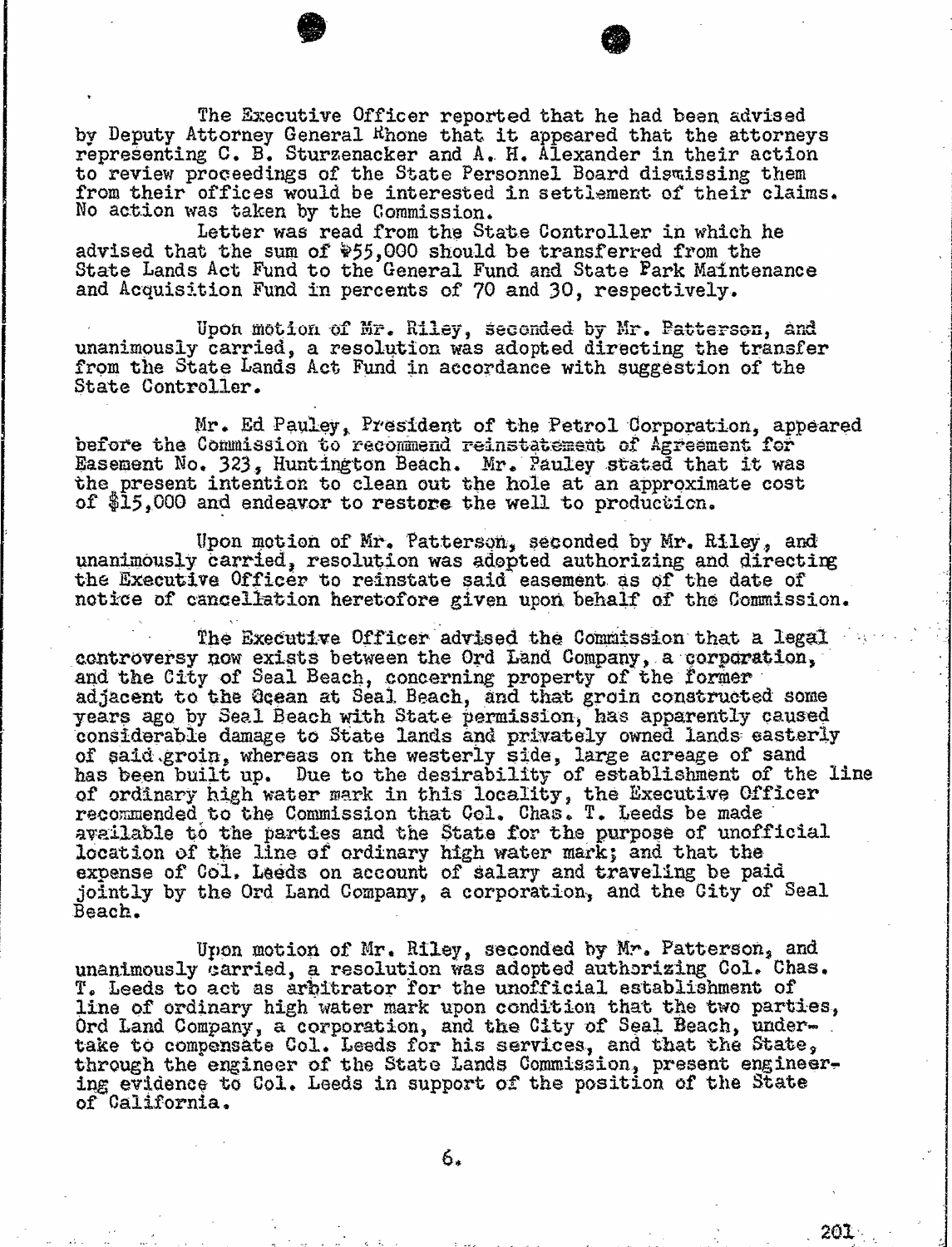The Executive Officer reported that he had been advised by Deputy Attorney General Rhone that it appeared that the attorneys representing C. B. Sturzenacker and A. H. Alexander in their action to review proceedings of the State Personnel Board dismissing them from their offices would be interested in settlement of their claims. No action was taken by the Commission.

Letter was read from the State Controller in which he advised that the sum of $55,000 should be transferred from the State Lands Act Fund to the General Fund and State Park Maintenance and Acquisition Fund in percents of 70 and 30, respectively.

Upon motion of Mr. Riley, seconded by Mr. Patterson, and unanimously carried, a resolution was adopted directing the transfer from the State Lands Act Fund in accordance with suggestion of the State Controller.

Mr. Ed Pauley, President of the Petrol Corporation, appeared before the Commission to recommend reinstatement of Agreement for Easement No. 323, Huntington Beach. Mr. Pauley stated that it was the present intention to clean out the hole at an approximate cost of $15,000 and endeavor to restore the well to production.

Upon motion of Mr. Patterson, seconded by Mr. Riley, and unanimously carried, resolution was adopted authorizing and directing the Executive Officer to reinstate said easement as of the date of notice of cancellation heretofore given upon behalf of the Commission.

The Executive Officer advised the Commission that a legal controversy now exists between the Ord Land Company, a corporation, and the City of Seal Beach, concerning property of the former adjacent to the Ocean at Seal Beach, and that groin constructed some years ago by Seal Beach with State permission, has apparently caused considerable damage to State lands and privately owned lands easterly of said groin, whereas on the westerly side, large acreage of sand has been built up. Due to the desirability of establishment of the line of ordinary high water mark in this locality, the Executive Officer recommended to the Commission that Col. Chas. T. Leeds be made available to the parties and the State for the purpose of unofficial location of the line of ordinary high water mark; and that the expense of Col. Leeds on account of salary and traveling be paid jointly by the Ord Land Company, a corporation, and the City of Seal Beach.

Upon motion of Mr. Riley, seconded by Mr. Patterson, and unanimously carried, a resolution was adopted authorizing Col. Chas. T. Leeds to act as arbitrator for the unofficial establishment of line of ordinary high water mark upon condition that the two parties, Ord Land Company, a corporation, and the City of Seal Beach, undertake to compensate Col. Leeds for his services, and that the State, through the engineer of the State Lands Commission, present engineering evidence to Col. Leeds in support of the position of the State of California.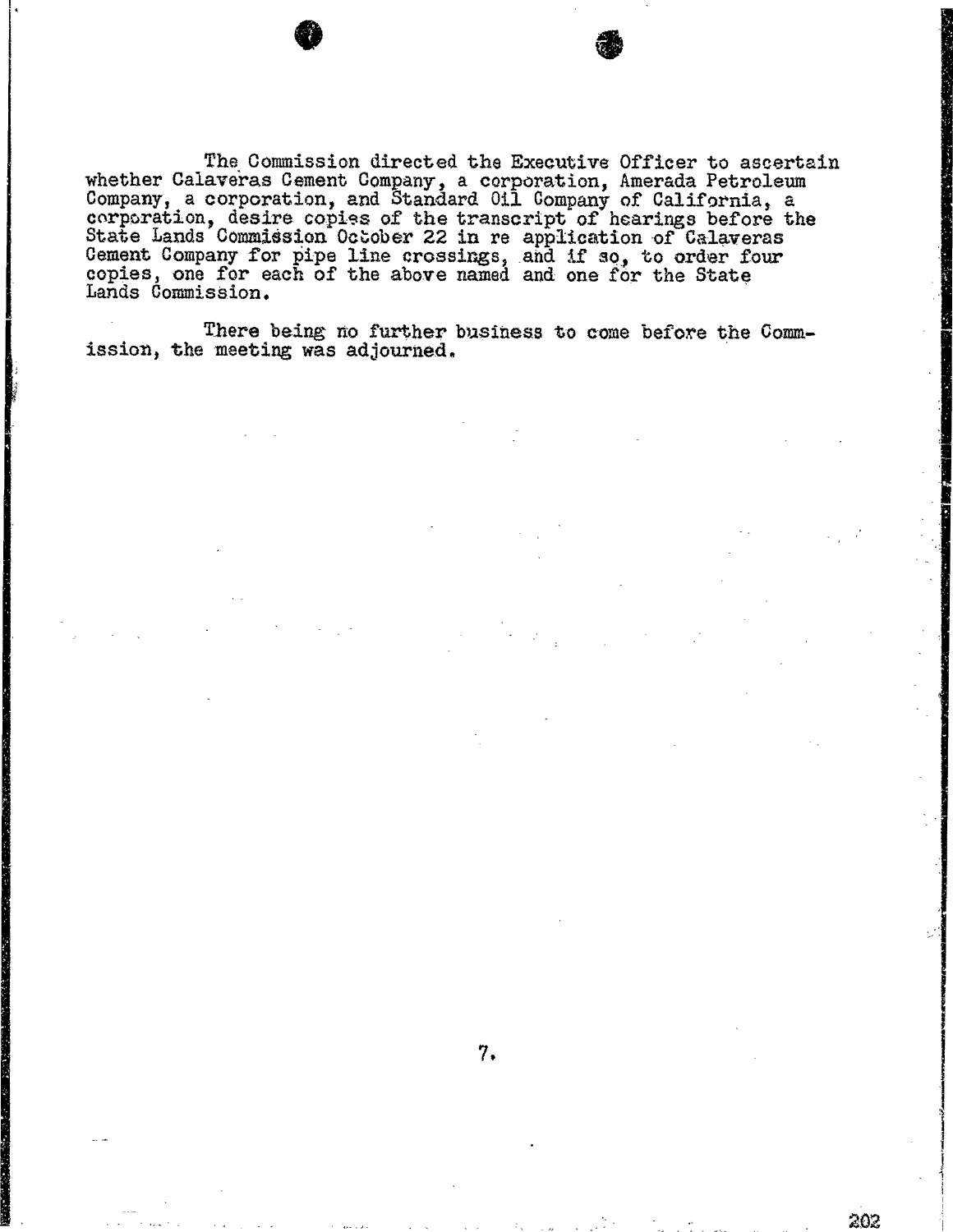The Commission directed the Executive Officer to ascertain whether Calaveras Cement Company, a corporation, Amerada Petroleum Company, a corporation, and Standard Oil Company of California, a corporation, desire copies of the transcript of hearings before the State Lands Commission October 22 in re application of Calaveras Cement Company for pipe line crossings, and if so, to order four copies, one for each of the above named and one for the State Lands Commission.

There being no further business to come before the Commission, the meeting was adjourned.